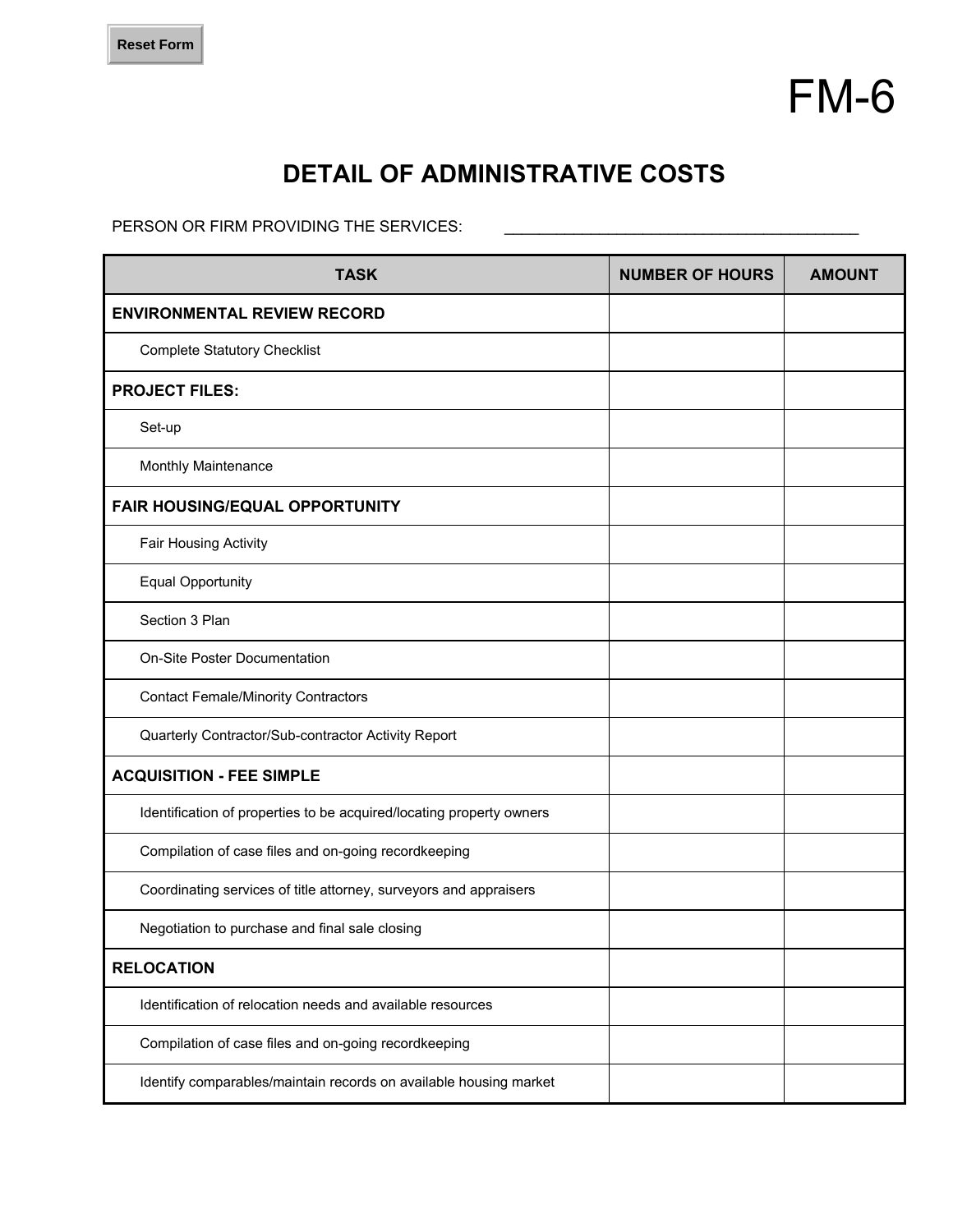FM-6

# DETAIL OF ADMINISTRATIVE COSTS

PERSON OR FIRM PROVIDING THE SERVICES: ________________________________________

| TASK | NUMBER OF HOURS | AMOUNT |
|---|---|---|
| **ENVIRONMENTAL REVIEW RECORD** | | |
| Complete Statutory Checklist | | |
| **PROJECT FILES:** | | |
| Set-up | | |
| Monthly Maintenance | | |
| **FAIR HOUSING/EQUAL OPPORTUNITY** | | |
| Fair Housing Activity | | |
| Equal Opportunity | | |
| Section 3 Plan | | |
| On-Site Poster Documentation | | |
| Contact Female/Minority Contractors | | |
| Quarterly Contractor/Sub-contractor Activity Report | | |
| **ACQUISITION - FEE SIMPLE** | | |
| Identification of properties to be acquired/locating property owners | | |
| Compilation of case files and on-going recordkeeping | | |
| Coordinating services of title attorney, surveyors and appraisers | | |
| Negotiation to purchase and final sale closing | | |
| **RELOCATION** | | |
| Identification of relocation needs and available resources | | |
| Compilation of case files and on-going recordkeeping | | |
| Identify comparables/maintain records on available housing market | | |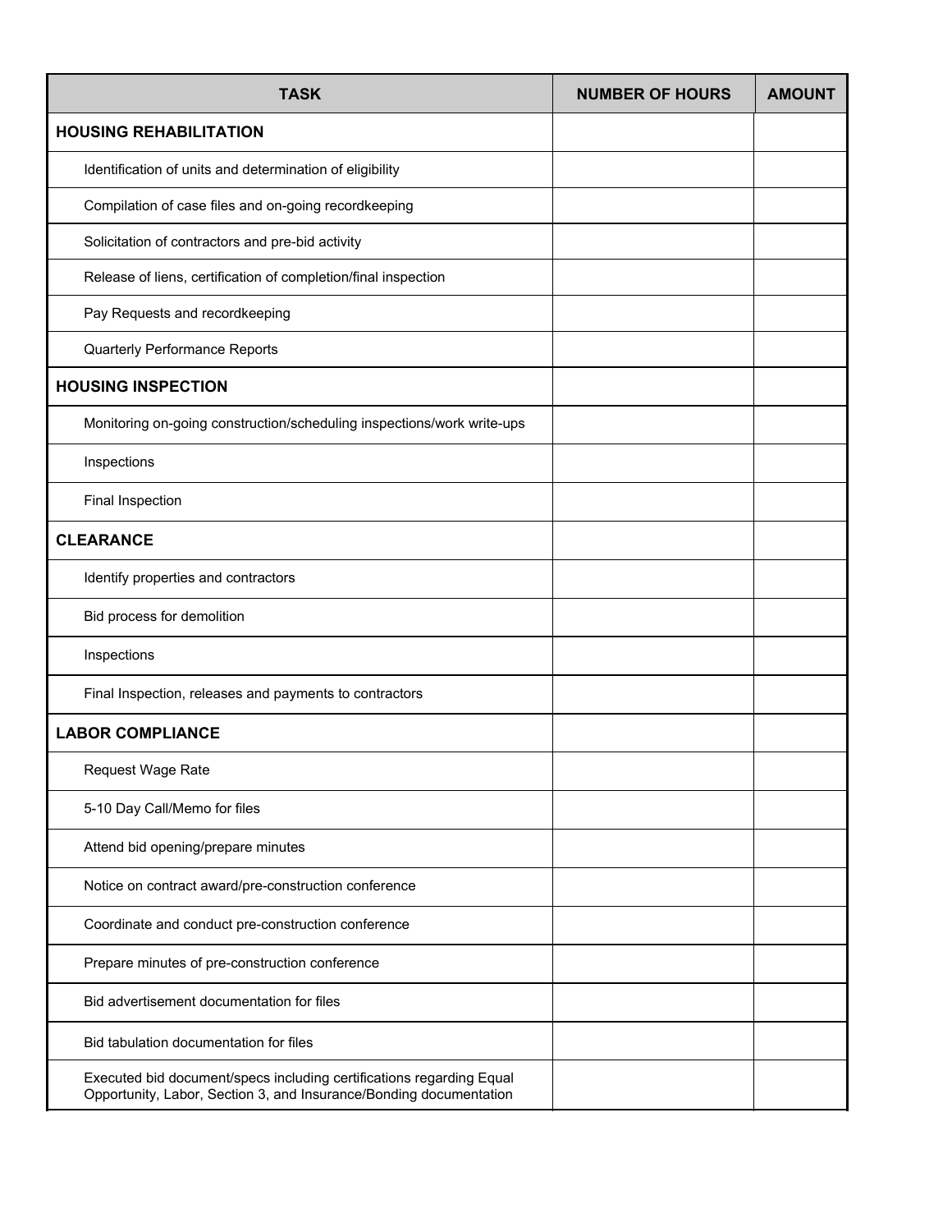| TASK | NUMBER OF HOURS | AMOUNT |
| --- | --- | --- |
| **HOUSING REHABILITATION** | | |
| Identification of units and determination of eligibility | | |
| Compilation of case files and on-going recordkeeping | | |
| Solicitation of contractors and pre-bid activity | | |
| Release of liens, certification of completion/final inspection | | |
| Pay Requests and recordkeeping | | |
| Quarterly Performance Reports | | |
| **HOUSING INSPECTION** | | |
| Monitoring on-going construction/scheduling inspections/work write-ups | | |
| Inspections | | |
| Final Inspection | | |
| **CLEARANCE** | | |
| Identify properties and contractors | | |
| Bid process for demolition | | |
| Inspections | | |
| Final Inspection, releases and payments to contractors | | |
| **LABOR COMPLIANCE** | | |
| Request Wage Rate | | |
| 5-10 Day Call/Memo for files | | |
| Attend bid opening/prepare minutes | | |
| Notice on contract award/pre-construction conference | | |
| Coordinate and conduct pre-construction conference | | |
| Prepare minutes of pre-construction conference | | |
| Bid advertisement documentation for files | | |
| Bid tabulation documentation for files | | |
| Executed bid document/specs including certifications regarding Equal Opportunity, Labor, Section 3, and Insurance/Bonding documentation | | |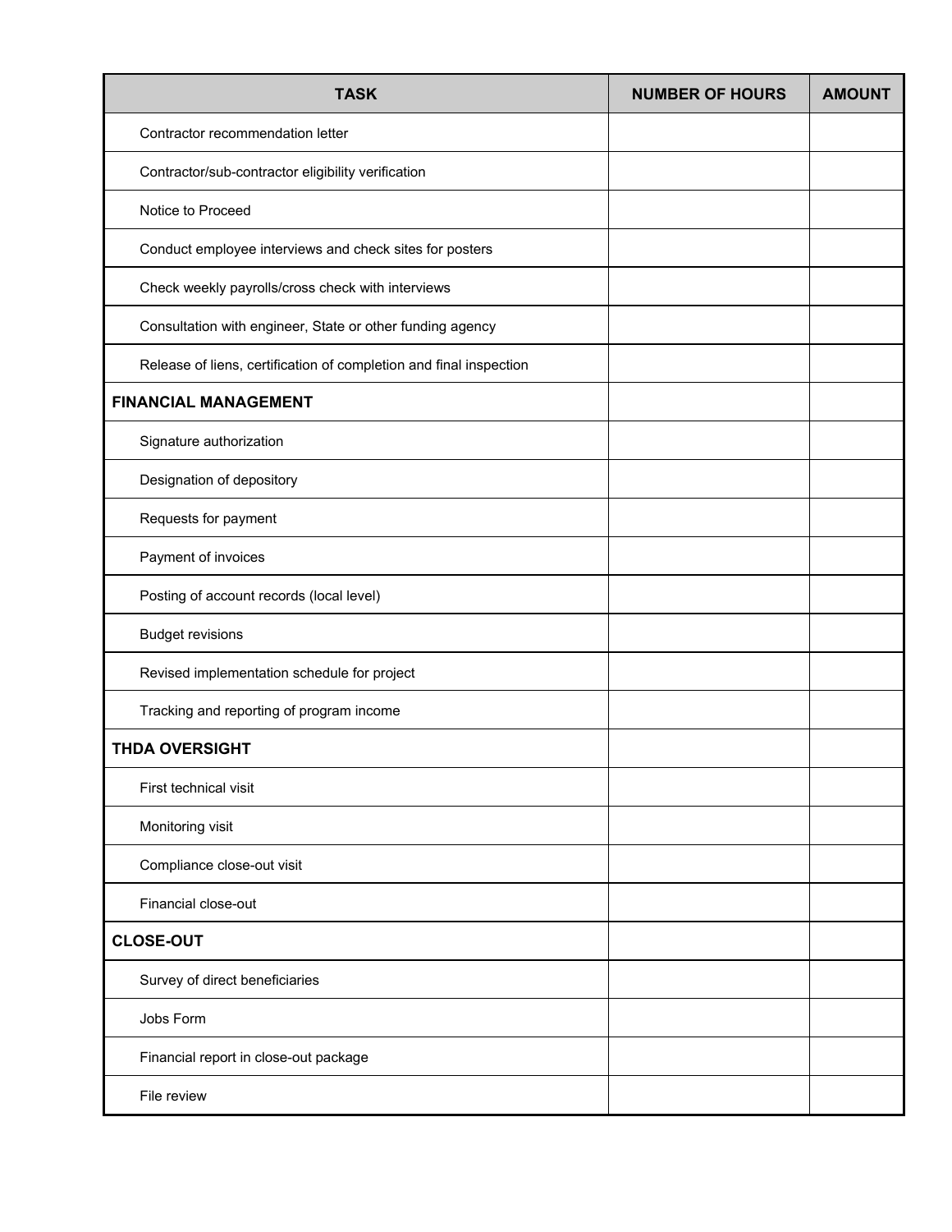| TASK | NUMBER OF HOURS | AMOUNT |
| --- | --- | --- |
| Contractor recommendation letter | | |
| Contractor/sub-contractor eligibility verification | | |
| Notice to Proceed | | |
| Conduct employee interviews and check sites for posters | | |
| Check weekly payrolls/cross check with interviews | | |
| Consultation with engineer, State or other funding agency | | |
| Release of liens, certification of completion and final inspection | | |
| **FINANCIAL MANAGEMENT** | | |
| Signature authorization | | |
| Designation of depository | | |
| Requests for payment | | |
| Payment of invoices | | |
| Posting of account records (local level) | | |
| Budget revisions | | |
| Revised implementation schedule for project | | |
| Tracking and reporting of program income | | |
| **THDA OVERSIGHT** | | |
| First technical visit | | |
| Monitoring visit | | |
| Compliance close-out visit | | |
| Financial close-out | | |
| **CLOSE-OUT** | | |
| Survey of direct beneficiaries | | |
| Jobs Form | | |
| Financial report in close-out package | | |
| File review | | |